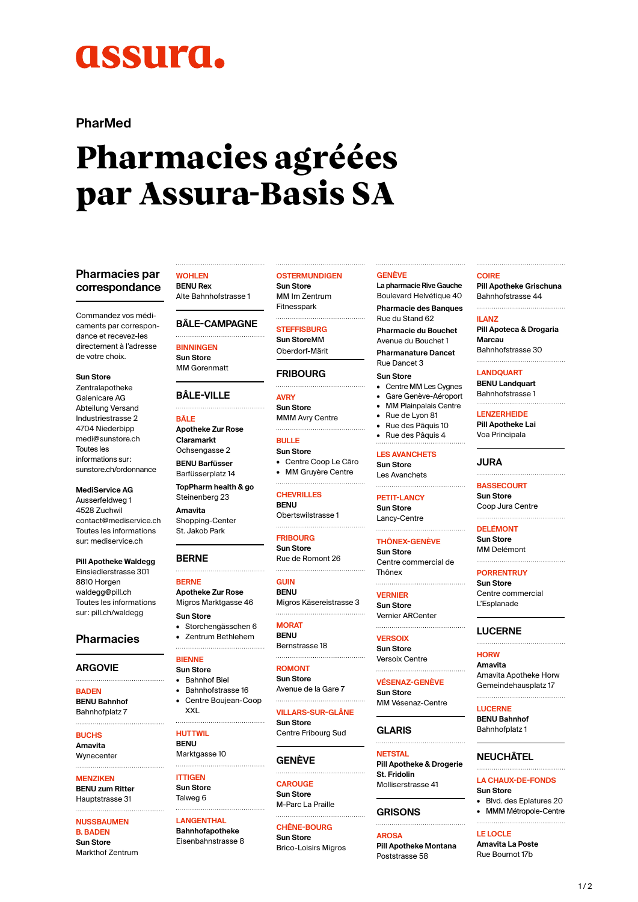# assura.

PharMed

# Pharmacies agréées par Assura-Basis SA

## Pharmacies par correspondance

Commandez vos médicaments par correspondance et recevez-les directement à l'adresse de votre choix.

**Sun Store**
Zentralapotheke
Galenicare AG
Abteilung Versand
Industriestrasse 2
4704 Niederbipp
medi@sunstore.ch
Toutes les informations sur: sunstore.ch/ordonnance

**MediService AG**
Ausserfeldweg 1
4528 Zuchwil
contact@mediservice.ch
Toutes les informations sur: mediservice.ch

**Pill Apotheke Waldegg**
Einsiedlerstrasse 301
8810 Horgen
waldegg@pill.ch
Toutes les informations sur: pill.ch/waldegg

## Pharmacies

### ARGOVIE

**BADEN**
**BENU Bahnhof**
Bahnhofplatz 7

**BUCHS**
**Amavita**
Wynecenter

**MENZIKEN**
**BENU zum Ritter**
Hauptstrasse 31

**NUSSBAUMEN B. BADEN**
**Sun Store**
Markthof Zentrum

**WOHLEN**
**BENU Rex**
Alte Bahnhofstrasse 1

### BÂLE-CAMPAGNE

**BINNINGEN**
**Sun Store**
MM Gorenmatt

### BÂLE-VILLE

**BÂLE**
**Apotheke Zur Rose Claramarkt**
Ochsengasse 2

**BENU Barfüsser**
Barfüsserplatz 14

**TopPharm health & go**
Steinenberg 23

**Amavita**
Shopping-Center St. Jakob Park

### BERNE

**BERNE**
**Apotheke Zur Rose**
Migros Marktgasse 46

**Sun Store**
- Storchengässchen 6
- Zentrum Bethlehem

**BIENNE**
**Sun Store**
- Bahnhof Biel
- Bahnhofstrasse 16
- Centre Boujean-Coop XXL

**HUTTWIL**
**BENU**
Marktgasse 10

**ITTIGEN**
**Sun Store**
Talweg 6

**LANGENTHAL**
**Bahnhofapotheke**
Eisenbahnstrasse 8

**OSTERMUNDIGEN**
**Sun Store**
MM Im Zentrum Fitnesspark

**STEFFISBURG**
**Sun StoreMM**
Oberdorf-Märit

### FRIBOURG

**AVRY**
**Sun Store**
MMM Avry Centre

**BULLE**
**Sun Store**
- Centre Coop Le Câro
- MM Gruyère Centre

**CHEVRILLES**
**BENU**
Obertswilstrasse 1

**FRIBOURG**
**Sun Store**
Rue de Romont 26

**GUIN**
**BENU**
Migros Käsereistrasse 3

**MORAT**
**BENU**
Bernstrasse 18

**ROMONT**
**Sun Store**
Avenue de la Gare 7

**VILLARS-SUR-GLÂNE**
**Sun Store**
Centre Fribourg Sud

### GENÈVE

**CAROUGE**
**Sun Store**
M-Parc La Praille

**CHÊNE-BOURG**
**Sun Store**
Brico-Loisirs Migros

**GENÈVE**
**La pharmacie Rive Gauche**
Boulevard Helvétique 40

**Pharmacie des Banques**
Rue du Stand 62

**Pharmacie du Bouchet**
Avenue du Bouchet 1

**Pharmanature Dancet**
Rue Dancet 3

**Sun Store**
- Centre MM Les Cygnes
- Gare Genève-Aéroport
- MM Plainpalais Centre
- Rue de Lyon 81
- Rue des Pâquis 10
- Rue des Pâquis 4

**LES AVANCHETS**
**Sun Store**
Les Avanchets

**PETIT-LANCY**
**Sun Store**
Lancy-Centre

**THÔNEX-GENÈVE**
**Sun Store**
Centre commercial de Thônex

**VERNIER**
**Sun Store**
Vernier ARCenter

**VERSOIX**
**Sun Store**
Versoix Centre

**VÉSENAZ-GENÈVE**
**Sun Store**
MM Vésenaz-Centre

### GLARIS

**NETSTAL**
**Pill Apotheke & Drogerie St. Fridolin**
Molliserstrasse 41

### GRISONS

**AROSA**
**Pill Apotheke Montana**
Poststrasse 58

**COIRE**
**Pill Apotheke Grischuna**
Bahnhofstrasse 44

**ILANZ**
**Pill Apoteca & Drogaria Marcau**
Bahnhofstrasse 30

**LANDQUART**
**BENU Landquart**
Bahnhofstrasse 1

**LENZERHEIDE**
**Pill Apotheke Lai**
Voa Principala

### JURA

**BASSECOURT**
**Sun Store**
Coop Jura Centre

**DELÉMONT**
**Sun Store**
MM Delémont

**PORRENTRUY**
**Sun Store**
Centre commercial L'Esplanade

### LUCERNE

**HORW**
**Amavita**
Amavita Apotheke Horw
Gemeindehausplatz 17

**LUCERNE**
**BENU Bahnhof**
Bahnhofplatz 1

### NEUCHÂTEL

**LA CHAUX-DE-FONDS**
**Sun Store**
- Blvd. des Eplatures 20
- MMM Métropole-Centre

**LE LOCLE**
**Amavita La Poste**
Rue Bournot 17b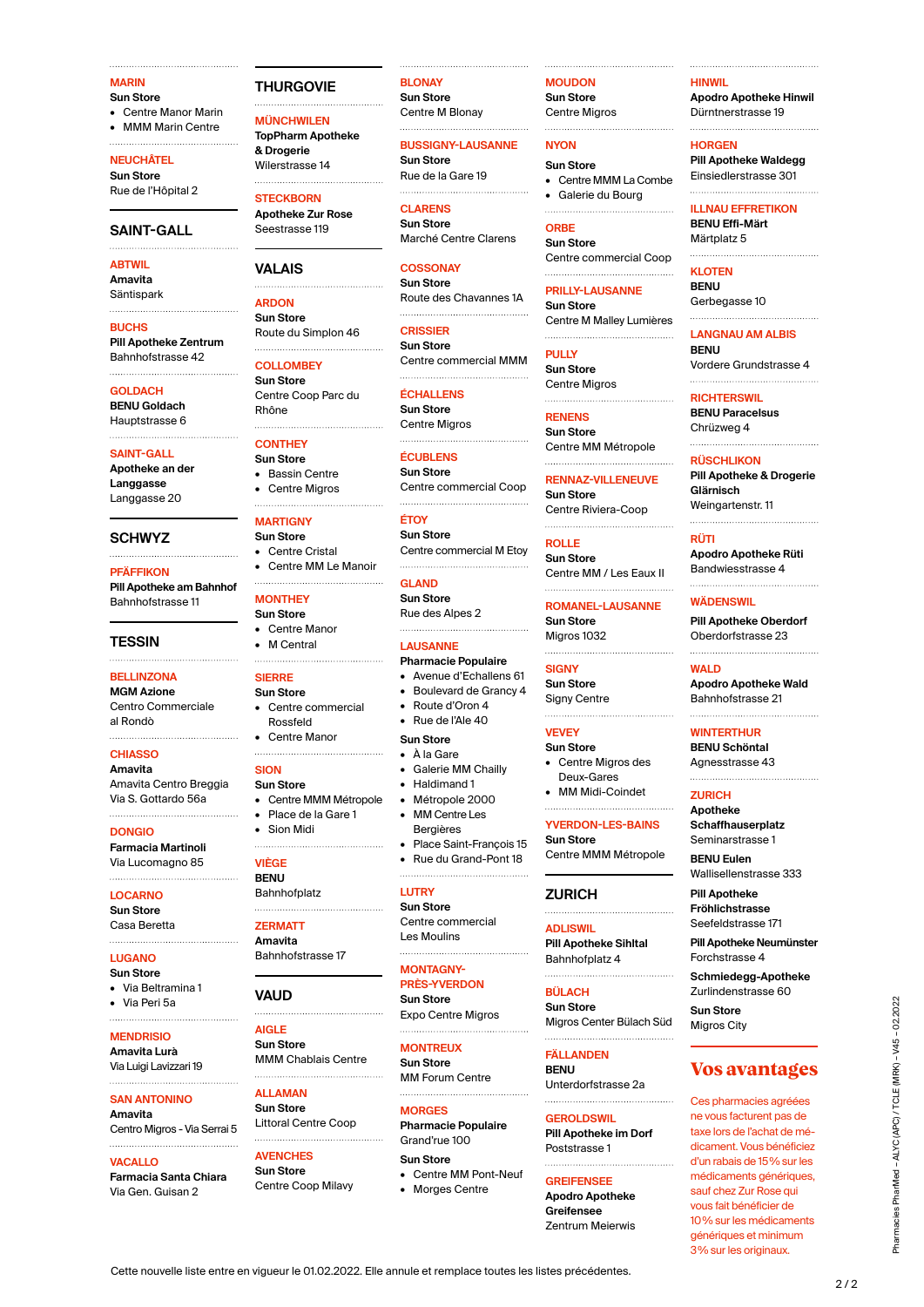**MARIN**
**Sun Store**
- Centre Manor Marin
- MMM Marin Centre

**NEUCHÂTEL**
**Sun Store**
Rue de l'Hôpital 2

## SAINT-GALL

**ABTWIL**
**Amavita**
Säntispark

**BUCHS**
**Pill Apotheke Zentrum**
Bahnhofstrasse 42

**GOLDACH**
**BENU Goldach**
Hauptstrasse 6

**SAINT-GALL**
**Apotheke an der Langgasse**
Langgasse 20

## SCHWYZ

**PFÄFFIKON**
**Pill Apotheke am Bahnhof**
Bahnhofstrasse 11

## TESSIN

**BELLINZONA**
**MGM Azione**
Centro Commerciale al Rondò

**CHIASSO**
**Amavita**
Amavita Centro Breggia
Via S. Gottardo 56a

**DONGIO**
**Farmacia Martinoli**
Via Lucomagno 85

**LOCARNO**
**Sun Store**
Casa Beretta

**LUGANO**
**Sun Store**
- Via Beltramina 1
- Via Peri 5a

**MENDRISIO**
**Amavita Lurà**
Via Luigi Lavizzari 19

**SAN ANTONINO**
**Amavita**
Centro Migros - Via Serrai 5

**VACALLO**
**Farmacia Santa Chiara**
Via Gen. Guisan 2

## THURGOVIE

**MÜNCHWILEN**
**TopPharm Apotheke & Drogerie**
Wilerstrasse 14

**STECKBORN**
**Apotheke Zur Rose**
Seestrasse 119

## VALAIS

**ARDON**
**Sun Store**
Route du Simplon 46

**COLLOMBEY**
**Sun Store**
Centre Coop Parc du Rhône

**CONTHEY**
**Sun Store**
- Bassin Centre
- Centre Migros

**MARTIGNY**
**Sun Store**
- Centre Cristal
- Centre MM Le Manoir

**MONTHEY**
**Sun Store**
- Centre Manor
- M Central

**SIERRE**
**Sun Store**
- Centre commercial Rossfeld
- Centre Manor

**SION**
**Sun Store**
- Centre MMM Métropole
- Place de la Gare 1
- Sion Midi

**VIÈGE**
**BENU**
Bahnhofplatz

**ZERMATT**
**Amavita**
Bahnhofstrasse 17

## VAUD

**AIGLE**
**Sun Store**
MMM Chablais Centre

**ALLAMAN**
**Sun Store**
Littoral Centre Coop

**AVENCHES**
**Sun Store**
Centre Coop Milavy

**BLONAY**
**Sun Store**
Centre M Blonay

**BUSSIGNY-LAUSANNE**
**Sun Store**
Rue de la Gare 19

**CLARENS**
**Sun Store**
Marché Centre Clarens

**COSSONAY**
**Sun Store**
Route des Chavannes 1A

**CRISSIER**
**Sun Store**
Centre commercial MMM

**ÉCHALLENS**
**Sun Store**
Centre Migros

**ÉCUBLENS**
**Sun Store**
Centre commercial Coop

**ÉTOY**
**Sun Store**
Centre commercial M Etoy

**GLAND**
**Sun Store**
Rue des Alpes 2

**LAUSANNE**
**Pharmacie Populaire**
- Avenue d'Echallens 61
- Boulevard de Grancy 4
- Route d'Oron 4
- Rue de l'Ale 40

**Sun Store**
- À la Gare
- Galerie MM Chailly
- Haldimand 1
- Métropole 2000
- MM Centre Les Bergières
- Place Saint-François 15
- Rue du Grand-Pont 18

**LUTRY**
**Sun Store**
Centre commercial Les Moulins

**MONTAGNY-PRÈS-YVERDON**
**Sun Store**
Expo Centre Migros

**MONTREUX**
**Sun Store**
MM Forum Centre

**MORGES**
**Pharmacie Populaire**
Grand'rue 100

**Sun Store**
- Centre MM Pont-Neuf
- Morges Centre

**MOUDON**
**Sun Store**
Centre Migros

**NYON**
**Sun Store**
- Centre MMM La Combe
- Galerie du Bourg

**ORBE**
**Sun Store**
Centre commercial Coop

**PRILLY-LAUSANNE**
**Sun Store**
Centre M Malley Lumières

**PULLY**
**Sun Store**
Centre Migros

**RENENS**
**Sun Store**
Centre MM Métropole

**RENNAZ-VILLENEUVE**
**Sun Store**
Centre Riviera-Coop

**ROLLE**
**Sun Store**
Centre MM / Les Eaux II

**ROMANEL-LAUSANNE**
**Sun Store**
Migros 1032

**SIGNY**
**Sun Store**
Signy Centre

**VEVEY**
**Sun Store**
- Centre Migros des Deux-Gares
- MM Midi-Coindet

**YVERDON-LES-BAINS**
**Sun Store**
Centre MMM Métropole

## ZURICH

**ADLISWIL**
**Pill Apotheke Sihltal**
Bahnhofplatz 4

**BÜLACH**
**Sun Store**
Migros Center Bülach Süd

**FÄLLANDEN**
**BENU**
Unterdorfstrasse 2a

**GEROLDSWIL**
**Pill Apotheke im Dorf**
Poststrasse 1

**GREIFENSEE**
**Apodro Apotheke Greifensee**
Zentrum Meierwis

**HINWIL**
**Apodro Apotheke Hinwil**
Dürntnerstrasse 19

**HORGEN**
**Pill Apotheke Waldegg**
Einsiedlerstrasse 301

**ILLNAU EFFRETIKON**
**BENU Effi-Märt**
Märtplatz 5

**KLOTEN**
**BENU**
Gerbegasse 10

**LANGNAU AM ALBIS**
**BENU**
Vordere Grundstrasse 4

**RICHTERSWIL**
**BENU Paracelsus**
Chrüzweg 4

**RÜSCHLIKON**
**Pill Apotheke & Drogerie Glärnisch**
Weingartenstr. 11

**RÜTI**
**Apodro Apotheke Rüti**
Bandwiesstrasse 4

**WÄDENSWIL**
**Pill Apotheke Oberdorf**
Oberdorfstrasse 23

**WALD**
**Apodro Apotheke Wald**
Bahnhofstrasse 21

**WINTERTHUR**
**BENU Schöntal**
Agnesstrasse 43

**ZURICH**
**Apotheke Schaffhauserplatz**
Seminarstrasse 1

**BENU Eulen**
Wallisellenstrasse 333

**Pill Apotheke Fröhlichstrasse**
Seefeldstrasse 171

**Pill Apotheke Neumünster**
Forchstrasse 4

**Schmiedegg-Apotheke**
Zurlindenstrasse 60

**Sun Store**
Migros City

## Vos avantages

Ces pharmacies agréées ne vous facturent pas de taxe lors de l'achat de médicament. Vous bénéficiez d'un rabais de 15 % sur les médicaments génériques, sauf chez Zur Rose qui vous fait bénéficier de 10 % sur les médicaments génériques et minimum 3 % sur les originaux.

Cette nouvelle liste entre en vigueur le 01.02.2022. Elle annule et remplace toutes les listes précédentes.

Pharmacies PharMed – ALYC (APC) / TCLE (MRK) – V45 – 02.2022